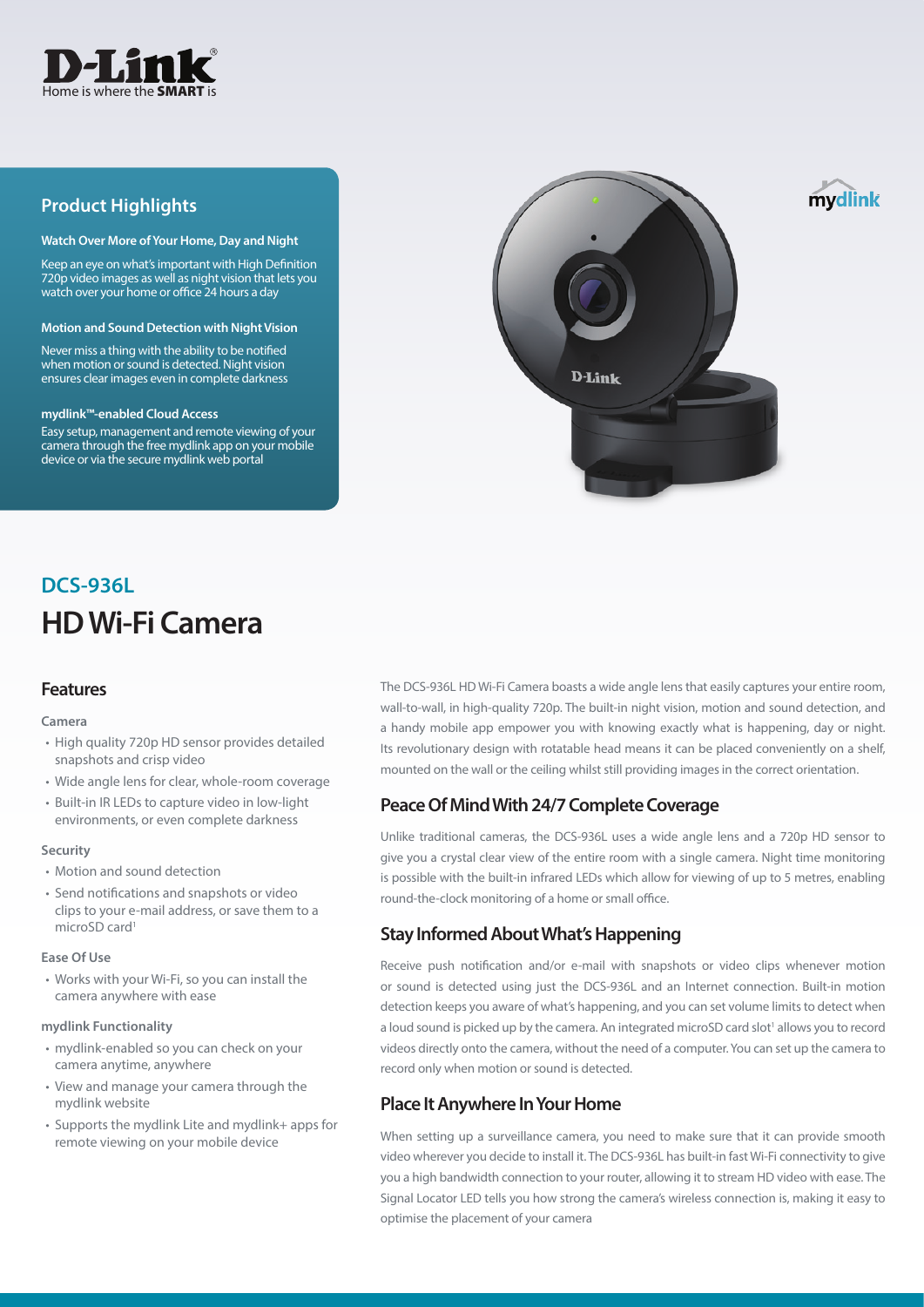D-Link
Home is where the **SMART** is

## Product Highlights

**Watch Over More of Your Home, Day and Night**

Keep an eye on what's important with High Definition 720p video images as well as night vision that lets you watch over your home or office 24 hours a day

**Motion and Sound Detection with Night Vision**

Never miss a thing with the ability to be notified when motion or sound is detected. Night vision ensures clear images even in complete darkness

**mydlink™-enabled Cloud Access**

Easy setup, management and remote viewing of your camera through the free mydlink app on your mobile device or via the secure mydlink web portal

mydlink

## DCS-936L

# HD Wi-Fi Camera

## Features

**Camera**

- High quality 720p HD sensor provides detailed snapshots and crisp video
- Wide angle lens for clear, whole-room coverage
- Built-in IR LEDs to capture video in low-light environments, or even complete darkness

**Security**

- Motion and sound detection
- Send notifications and snapshots or video clips to your e-mail address, or save them to a microSD card[1]

**Ease Of Use**

- Works with your Wi-Fi, so you can install the camera anywhere with ease

**mydlink Functionality**

- mydlink-enabled so you can check on your camera anytime, anywhere
- View and manage your camera through the mydlink website
- Supports the mydlink Lite and mydlink+ apps for remote viewing on your mobile device

The DCS-936L HD Wi-Fi Camera boasts a wide angle lens that easily captures your entire room, wall-to-wall, in high-quality 720p. The built-in night vision, motion and sound detection, and a handy mobile app empower you with knowing exactly what is happening, day or night. Its revolutionary design with rotatable head means it can be placed conveniently on a shelf, mounted on the wall or the ceiling whilst still providing images in the correct orientation.

## Peace Of Mind With 24/7 Complete Coverage

Unlike traditional cameras, the DCS-936L uses a wide angle lens and a 720p HD sensor to give you a crystal clear view of the entire room with a single camera. Night time monitoring is possible with the built-in infrared LEDs which allow for viewing of up to 5 metres, enabling round-the-clock monitoring of a home or small office.

## Stay Informed About What's Happening

Receive push notification and/or e-mail with snapshots or video clips whenever motion or sound is detected using just the DCS-936L and an Internet connection. Built-in motion detection keeps you aware of what's happening, and you can set volume limits to detect when a loud sound is picked up by the camera. An integrated microSD card slot[1] allows you to record videos directly onto the camera, without the need of a computer. You can set up the camera to record only when motion or sound is detected.

## Place It Anywhere In Your Home

When setting up a surveillance camera, you need to make sure that it can provide smooth video wherever you decide to install it. The DCS-936L has built-in fast Wi-Fi connectivity to give you a high bandwidth connection to your router, allowing it to stream HD video with ease. The Signal Locator LED tells you how strong the camera's wireless connection is, making it easy to optimise the placement of your camera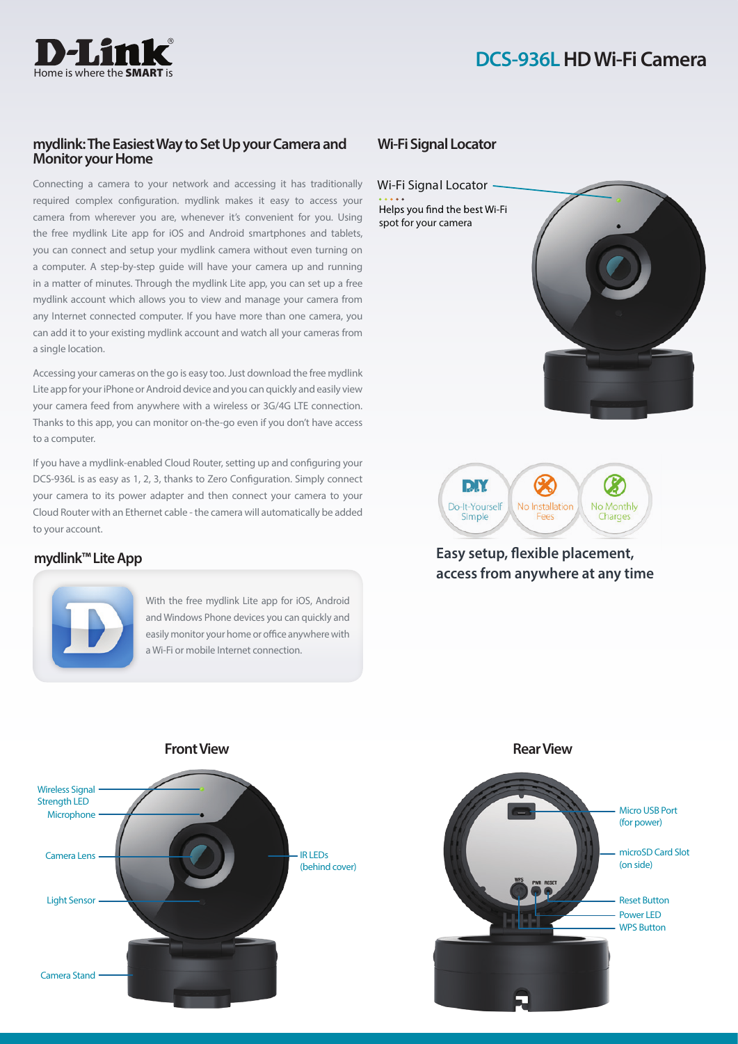# DCS-936L HD Wi-Fi Camera

## mydlink: The Easiest Way to Set Up your Camera and Monitor your Home

Connecting a camera to your network and accessing it has traditionally required complex configuration. mydlink makes it easy to access your camera from wherever you are, whenever it's convenient for you. Using the free mydlink Lite app for iOS and Android smartphones and tablets, you can connect and setup your mydlink camera without even turning on a computer. A step-by-step guide will have your camera up and running in a matter of minutes. Through the mydlink Lite app, you can set up a free mydlink account which allows you to view and manage your camera from any Internet connected computer. If you have more than one camera, you can add it to your existing mydlink account and watch all your cameras from a single location.

Accessing your cameras on the go is easy too. Just download the free mydlink Lite app for your iPhone or Android device and you can quickly and easily view your camera feed from anywhere with a wireless or 3G/4G LTE connection. Thanks to this app, you can monitor on-the-go even if you don't have access to a computer.

If you have a mydlink-enabled Cloud Router, setting up and configuring your DCS-936L is as easy as 1, 2, 3, thanks to Zero Configuration. Simply connect your camera to its power adapter and then connect your camera to your Cloud Router with an Ethernet cable - the camera will automatically be added to your account.

## mydlink™ Lite App

With the free mydlink Lite app for iOS, Android and Windows Phone devices you can quickly and easily monitor your home or office anywhere with a Wi-Fi or mobile Internet connection.

## Wi-Fi Signal Locator

Wi-Fi Signal Locator

Helps you find the best Wi-Fi spot for your camera

DIY Do-It-Yourself Simple | No Installation Fees | No Monthly Charges

**Easy setup, flexible placement, access from anywhere at any time**

## Front View

- Wireless Signal Strength LED
- Microphone
- Camera Lens
- Light Sensor
- Camera Stand
- IR LEDs (behind cover)

## Rear View

- Micro USB Port (for power)
- microSD Card Slot (on side)
- Reset Button
- Power LED
- WPS Button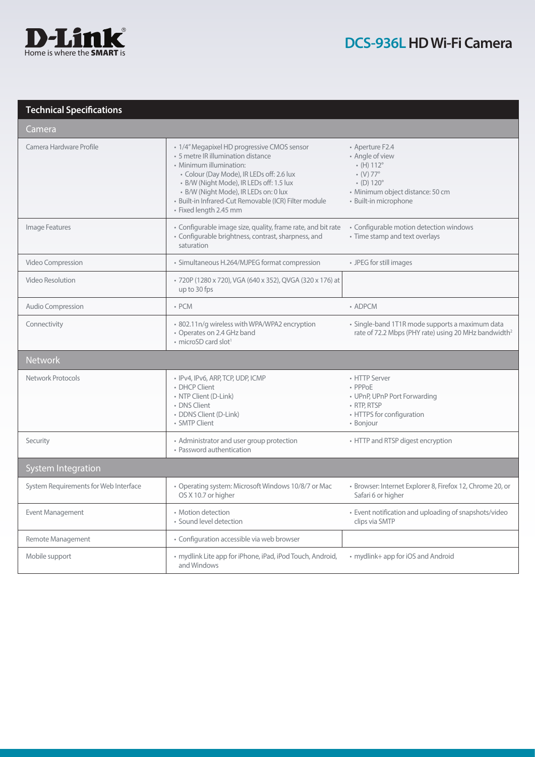# DCS-936L HD Wi-Fi Camera

## Technical Specifications

| Camera | | |
|---|---|---|
| Camera Hardware Profile | • 1/4" Megapixel HD progressive CMOS sensor<br>• 5 metre IR illumination distance<br>• Minimum illumination:<br>  • Colour (Day Mode), IR LEDs off: 2.6 lux<br>  • B/W (Night Mode), IR LEDs off: 1.5 lux<br>  • B/W (Night Mode), IR LEDs on: 0 lux<br>• Built-in Infrared-Cut Removable (ICR) Filter module<br>• Fixed length 2.45 mm | • Aperture F2.4<br>• Angle of view<br>  • (H) 112°<br>  • (V) 77°<br>  • (D) 120°<br>• Minimum object distance: 50 cm<br>• Built-in microphone |
| Image Features | • Configurable image size, quality, frame rate, and bit rate<br>• Configurable brightness, contrast, sharpness, and saturation | • Configurable motion detection windows<br>• Time stamp and text overlays |
| Video Compression | • Simultaneous H.264/MJPEG format compression | • JPEG for still images |
| Video Resolution | • 720P (1280 x 720), VGA (640 x 352), QVGA (320 x 176) at up to 30 fps | |
| Audio Compression | • PCM | • ADPCM |
| Connectivity | • 802.11n/g wireless with WPA/WPA2 encryption<br>• Operates on 2.4 GHz band<br>• microSD card slot[1] | • Single-band 1T1R mode supports a maximum data rate of 72.2 Mbps (PHY rate) using 20 MHz bandwidth[2] |
| **Network** | | |
| Network Protocols | • IPv4, IPv6, ARP, TCP, UDP, ICMP<br>• DHCP Client<br>• NTP Client (D-Link)<br>• DNS Client<br>• DDNS Client (D-Link)<br>• SMTP Client | • HTTP Server<br>• PPPoE<br>• UPnP, UPnP Port Forwarding<br>• RTP, RTSP<br>• HTTPS for configuration<br>• Bonjour |
| Security | • Administrator and user group protection<br>• Password authentication | • HTTP and RTSP digest encryption |
| **System Integration** | | |
| System Requirements for Web Interface | • Operating system: Microsoft Windows 10/8/7 or Mac OS X 10.7 or higher | • Browser: Internet Explorer 8, Firefox 12, Chrome 20, or Safari 6 or higher |
| Event Management | • Motion detection<br>• Sound level detection | • Event notification and uploading of snapshots/video clips via SMTP |
| Remote Management | • Configuration accessible via web browser | |
| Mobile support | • mydlink Lite app for iPhone, iPad, iPod Touch, Android, and Windows | • mydlink+ app for iOS and Android |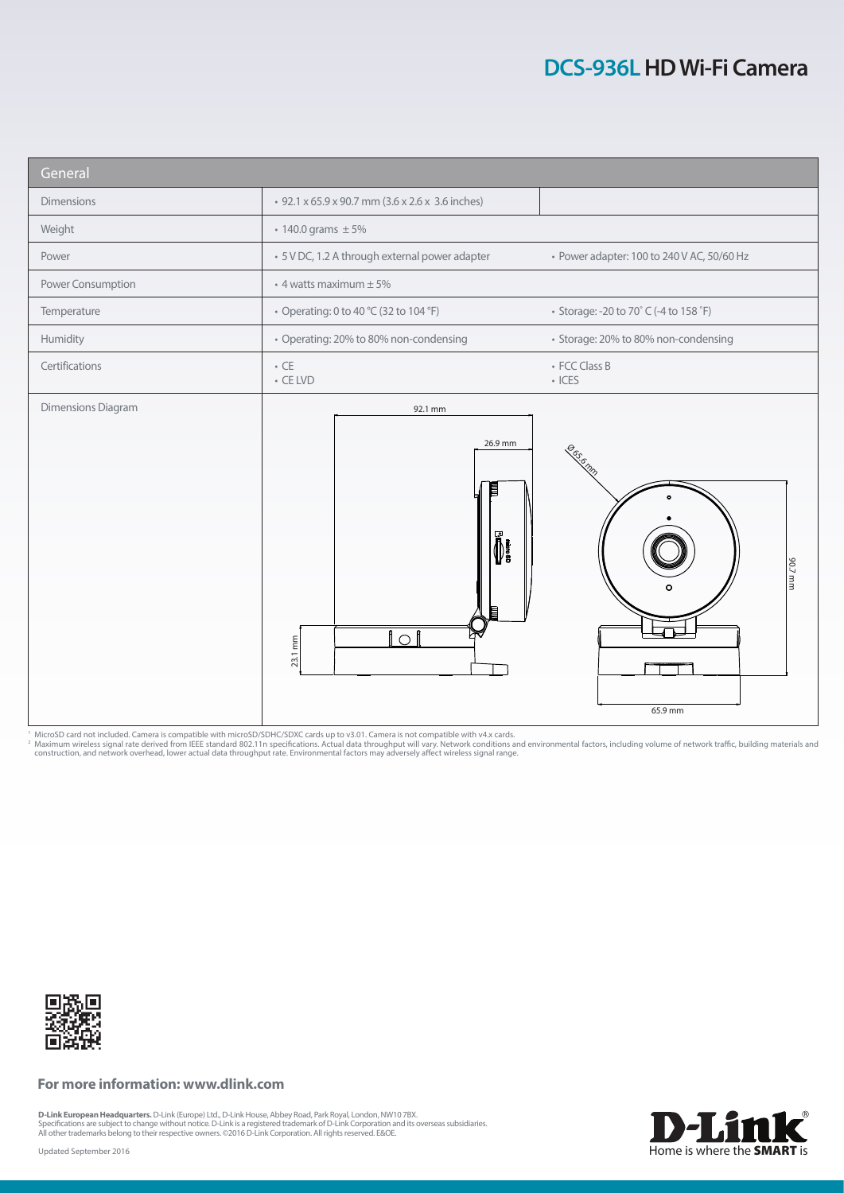# DCS-936L HD Wi-Fi Camera

| General | | |
|---|---|---|
| Dimensions | • 92.1 x 65.9 x 90.7 mm (3.6 x 2.6 x 3.6 inches) | |
| Weight | • 140.0 grams ± 5% | |
| Power | • 5 V DC, 1.2 A through external power adapter | • Power adapter: 100 to 240 V AC, 50/60 Hz |
| Power Consumption | • 4 watts maximum ± 5% | |
| Temperature | • Operating: 0 to 40 °C (32 to 104 °F) | • Storage: -20 to 70˚ C (-4 to 158 ˚F) |
| Humidity | • Operating: 20% to 80% non-condensing | • Storage: 20% to 80% non-condensing |
| Certifications | • CE<br>• CE LVD | • FCC Class B<br>• ICES |
| Dimensions Diagram | 92.1 mm<br>26.9 mm<br>23.1 mm<br>Ø 65.6 mm<br>90.7 mm<br>65.9 mm | |

[1] MicroSD card not included. Camera is compatible with microSD/SDHC/SDXC cards up to v3.01. Camera is not compatible with v4.x cards.

[2] Maximum wireless signal rate derived from IEEE standard 802.11n specifications. Actual data throughput will vary. Network conditions and environmental factors, including volume of network traffic, building materials and construction, and network overhead, lower actual data throughput rate. Environmental factors may adversely affect wireless signal range.

**For more information: www.dlink.com**

**D-Link European Headquarters.** D-Link (Europe) Ltd., D-Link House, Abbey Road, Park Royal, London, NW10 7BX.
Specifications are subject to change without notice. D-Link is a registered trademark of D-Link Corporation and its overseas subsidiaries.
All other trademarks belong to their respective owners. ©2016 D-Link Corporation. All rights reserved. E&OE.

Updated September 2016

D-Link® Home is where the **SMART** is